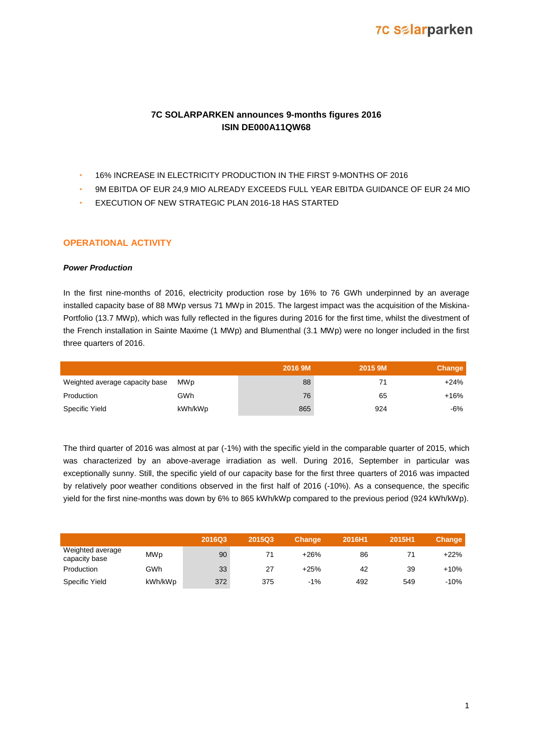# 7C SOLARPARKEN announces 9-months figures 2016
## ISIN DE000A11QW68

- 16% INCREASE IN ELECTRICITY PRODUCTION IN THE FIRST 9-MONTHS OF 2016
- 9M EBITDA OF EUR 24,9 MIO ALREADY EXCEEDS FULL YEAR EBITDA GUIDANCE OF EUR 24 MIO
- EXECUTION OF NEW STRATEGIC PLAN 2016-18 HAS STARTED

## OPERATIONAL ACTIVITY

### *Power Production*

In the first nine-months of 2016, electricity production rose by 16% to 76 GWh underpinned by an average installed capacity base of 88 MWp versus 71 MWp in 2015. The largest impact was the acquisition of the Miskina-Portfolio (13.7 MWp), which was fully reflected in the figures during 2016 for the first time, whilst the divestment of the French installation in Sainte Maxime (1 MWp) and Blumenthal (3.1 MWp) were no longer included in the first three quarters of 2016.

| | | 2016 9M | 2015 9M | Change |
|---|---|---|---|---|
| Weighted average capacity base | MWp | 88 | 71 | +24% |
| Production | GWh | 76 | 65 | +16% |
| Specific Yield | kWh/kWp | 865 | 924 | -6% |

The third quarter of 2016 was almost at par (-1%) with the specific yield in the comparable quarter of 2015, which was characterized by an above-average irradiation as well. During 2016, September in particular was exceptionally sunny. Still, the specific yield of our capacity base for the first three quarters of 2016 was impacted by relatively poor weather conditions observed in the first half of 2016 (-10%). As a consequence, the specific yield for the first nine-months was down by 6% to 865 kWh/kWp compared to the previous period (924 kWh/kWp).

| | | 2016Q3 | 2015Q3 | Change | 2016H1 | 2015H1 | Change |
|---|---|---|---|---|---|---|---|
| Weighted average capacity base | MWp | 90 | 71 | +26% | 86 | 71 | +22% |
| Production | GWh | 33 | 27 | +25% | 42 | 39 | +10% |
| Specific Yield | kWh/kWp | 372 | 375 | -1% | 492 | 549 | -10% |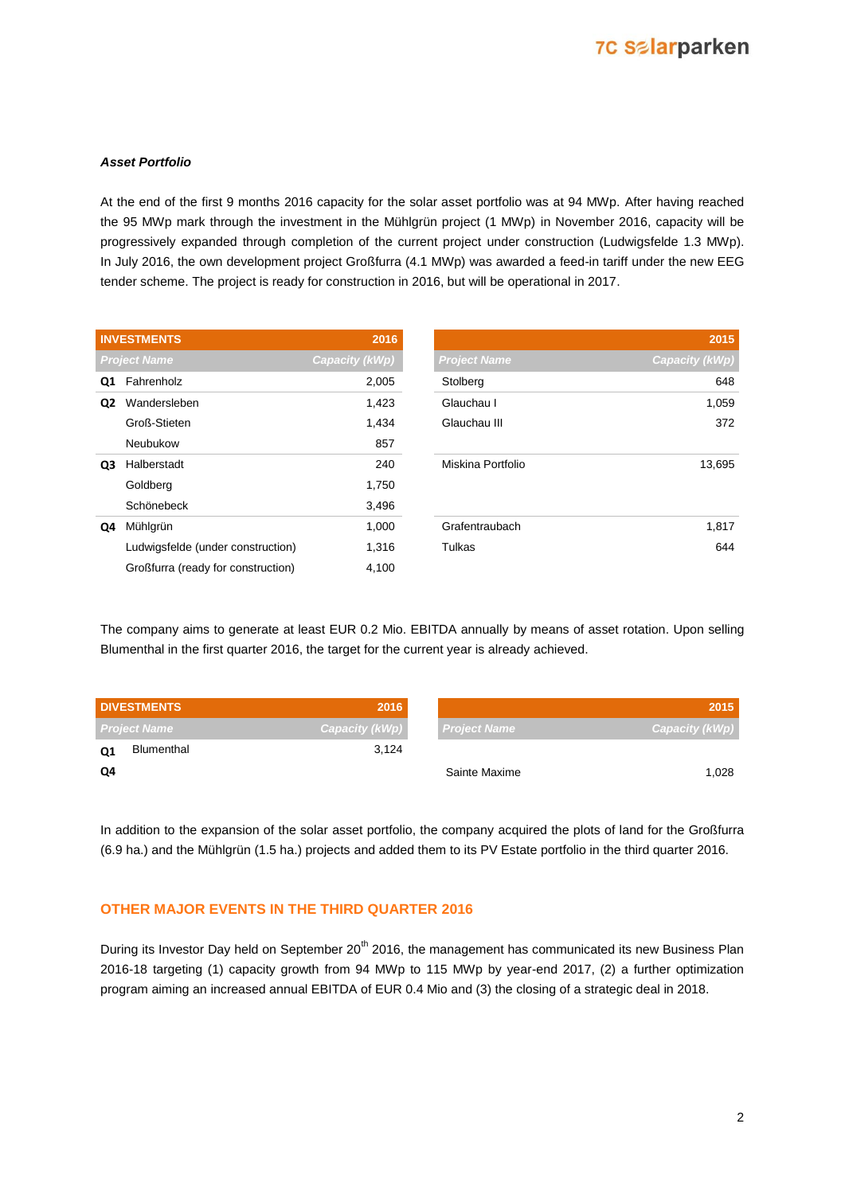***Asset Portfolio***

At the end of the first 9 months 2016 capacity for the solar asset portfolio was at 94 MWp. After having reached the 95 MWp mark through the investment in the Mühlgrün project (1 MWp) in November 2016, capacity will be progressively expanded through completion of the current project under construction (Ludwigsfelde 1.3 MWp). In July 2016, the own development project Großfurra (4.1 MWp) was awarded a feed-in tariff under the new EEG tender scheme. The project is ready for construction in 2016, but will be operational in 2017.

| INVESTMENTS | | 2016 | | 2015 |
|---|---|---|---|---|
| | *Project Name* | *Capacity (kWp)* | *Project Name* | *Capacity (kWp)* |
| **Q1** | Fahrenholz | 2,005 | Stolberg | 648 |
| **Q2** | Wandersleben | 1,423 | Glauchau I | 1,059 |
| | Groß-Stieten | 1,434 | Glauchau III | 372 |
| | Neubukow | 857 | | |
| **Q3** | Halberstadt | 240 | Miskina Portfolio | 13,695 |
| | Goldberg | 1,750 | | |
| | Schönebeck | 3,496 | | |
| **Q4** | Mühlgrün | 1,000 | Grafentraubach | 1,817 |
| | Ludwigsfelde (under construction) | 1,316 | Tulkas | 644 |
| | Großfurra (ready for construction) | 4,100 | | |

The company aims to generate at least EUR 0.2 Mio. EBITDA annually by means of asset rotation. Upon selling Blumenthal in the first quarter 2016, the target for the current year is already achieved.

| DIVESTMENTS | | 2016 | | 2015 |
|---|---|---|---|---|
| | *Project Name* | *Capacity (kWp)* | *Project Name* | *Capacity (kWp)* |
| **Q1** | Blumenthal | 3,124 | | |
| **Q4** | | | Sainte Maxime | 1,028 |

In addition to the expansion of the solar asset portfolio, the company acquired the plots of land for the Großfurra (6.9 ha.) and the Mühlgrün (1.5 ha.) projects and added them to its PV Estate portfolio in the third quarter 2016.

## OTHER MAJOR EVENTS IN THE THIRD QUARTER 2016

During its Investor Day held on September 20th 2016, the management has communicated its new Business Plan 2016-18 targeting (1) capacity growth from 94 MWp to 115 MWp by year-end 2017, (2) a further optimization program aiming an increased annual EBITDA of EUR 0.4 Mio and (3) the closing of a strategic deal in 2018.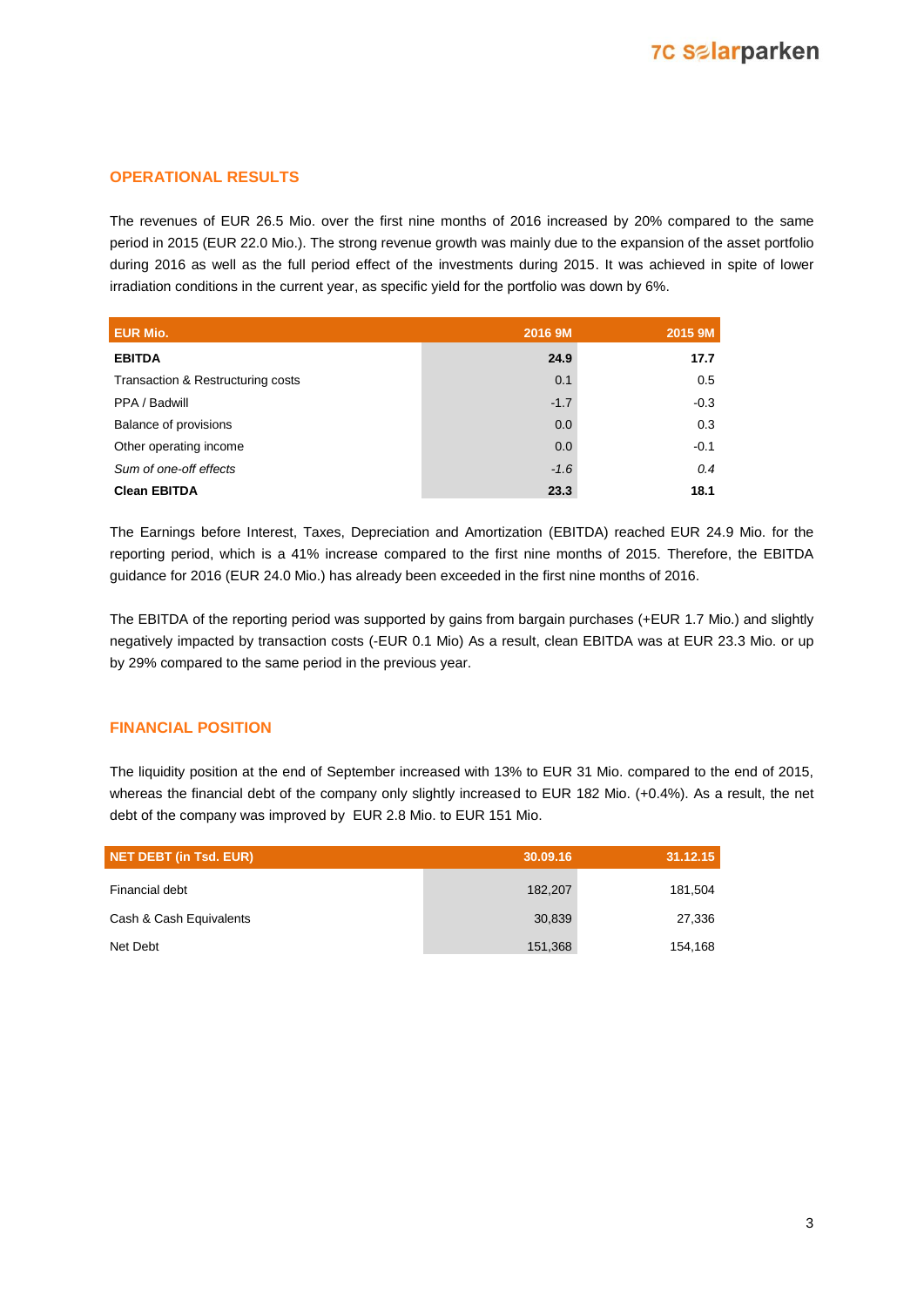## OPERATIONAL RESULTS

The revenues of EUR 26.5 Mio. over the first nine months of 2016 increased by 20% compared to the same period in 2015 (EUR 22.0 Mio.). The strong revenue growth was mainly due to the expansion of the asset portfolio during 2016 as well as the full period effect of the investments during 2015. It was achieved in spite of lower irradiation conditions in the current year, as specific yield for the portfolio was down by 6%.

| EUR Mio. | 2016 9M | 2015 9M |
|---|---|---|
| **EBITDA** | **24.9** | **17.7** |
| Transaction & Restructuring costs | 0.1 | 0.5 |
| PPA / Badwill | -1.7 | -0.3 |
| Balance of provisions | 0.0 | 0.3 |
| Other operating income | 0.0 | -0.1 |
| *Sum of one-off effects* | *-1.6* | *0.4* |
| **Clean EBITDA** | **23.3** | **18.1** |

The Earnings before Interest, Taxes, Depreciation and Amortization (EBITDA) reached EUR 24.9 Mio. for the reporting period, which is a 41% increase compared to the first nine months of 2015. Therefore, the EBITDA guidance for 2016 (EUR 24.0 Mio.) has already been exceeded in the first nine months of 2016.

The EBITDA of the reporting period was supported by gains from bargain purchases (+EUR 1.7 Mio.) and slightly negatively impacted by transaction costs (-EUR 0.1 Mio) As a result, clean EBITDA was at EUR 23.3 Mio. or up by 29% compared to the same period in the previous year.

## FINANCIAL POSITION

The liquidity position at the end of September increased with 13% to EUR 31 Mio. compared to the end of 2015, whereas the financial debt of the company only slightly increased to EUR 182 Mio. (+0.4%). As a result, the net debt of the company was improved by EUR 2.8 Mio. to EUR 151 Mio.

| NET DEBT (in Tsd. EUR) | 30.09.16 | 31.12.15 |
|---|---|---|
| Financial debt | 182,207 | 181,504 |
| Cash & Cash Equivalents | 30,839 | 27,336 |
| Net Debt | 151,368 | 154,168 |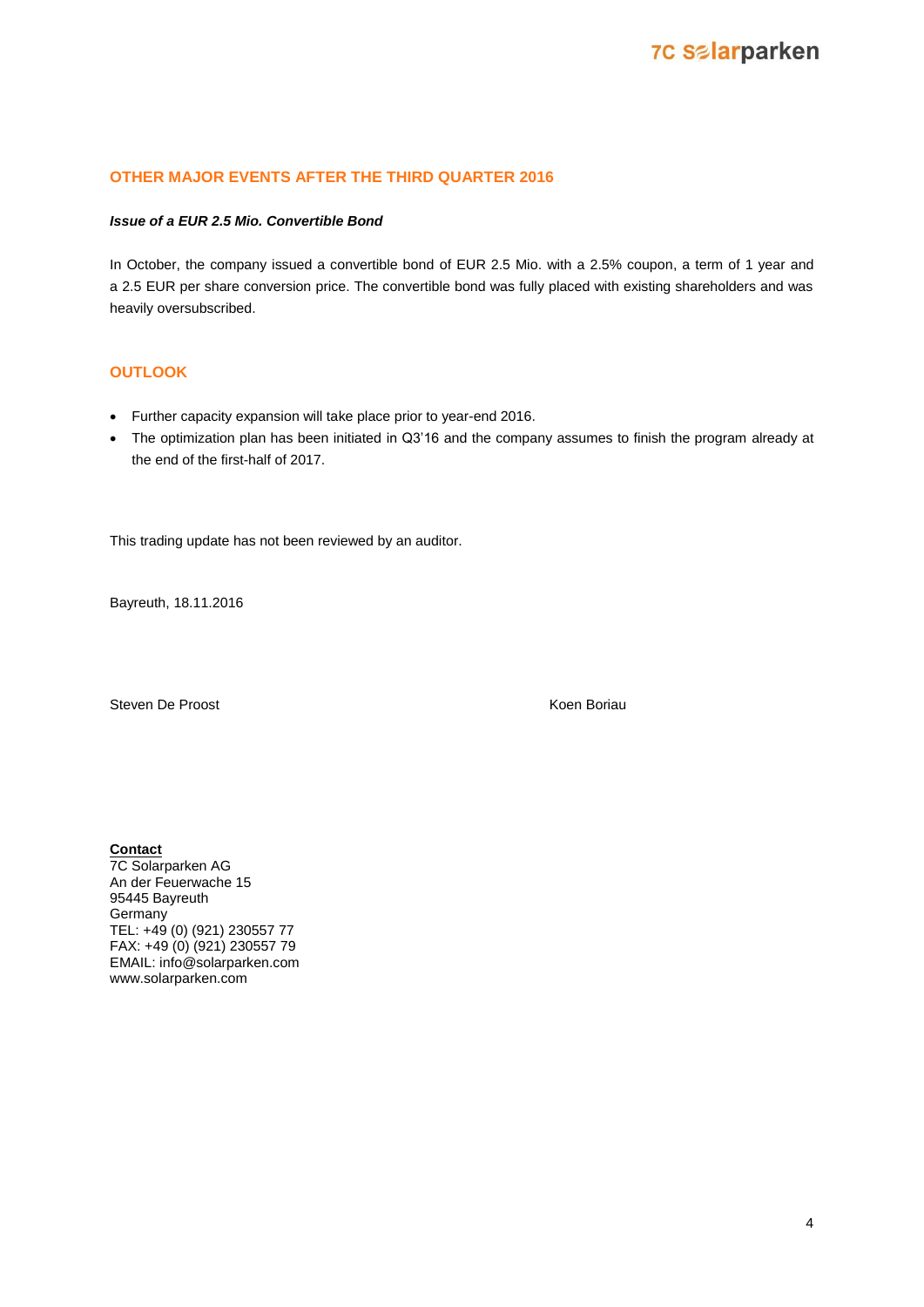## OTHER MAJOR EVENTS AFTER THE THIRD QUARTER 2016

***Issue of a EUR 2.5 Mio. Convertible Bond***

In October, the company issued a convertible bond of EUR 2.5 Mio. with a 2.5% coupon, a term of 1 year and a 2.5 EUR per share conversion price. The convertible bond was fully placed with existing shareholders and was heavily oversubscribed.

## OUTLOOK

- Further capacity expansion will take place prior to year-end 2016.
- The optimization plan has been initiated in Q3'16 and the company assumes to finish the program already at the end of the first-half of 2017.

This trading update has not been reviewed by an auditor.

Bayreuth, 18.11.2016

Steven De Proost

Koen Boriau

**Contact**
7C Solarparken AG
An der Feuerwache 15
95445 Bayreuth
Germany
TEL: +49 (0) (921) 230557 77
FAX: +49 (0) (921) 230557 79
EMAIL: info@solarparken.com
www.solarparken.com